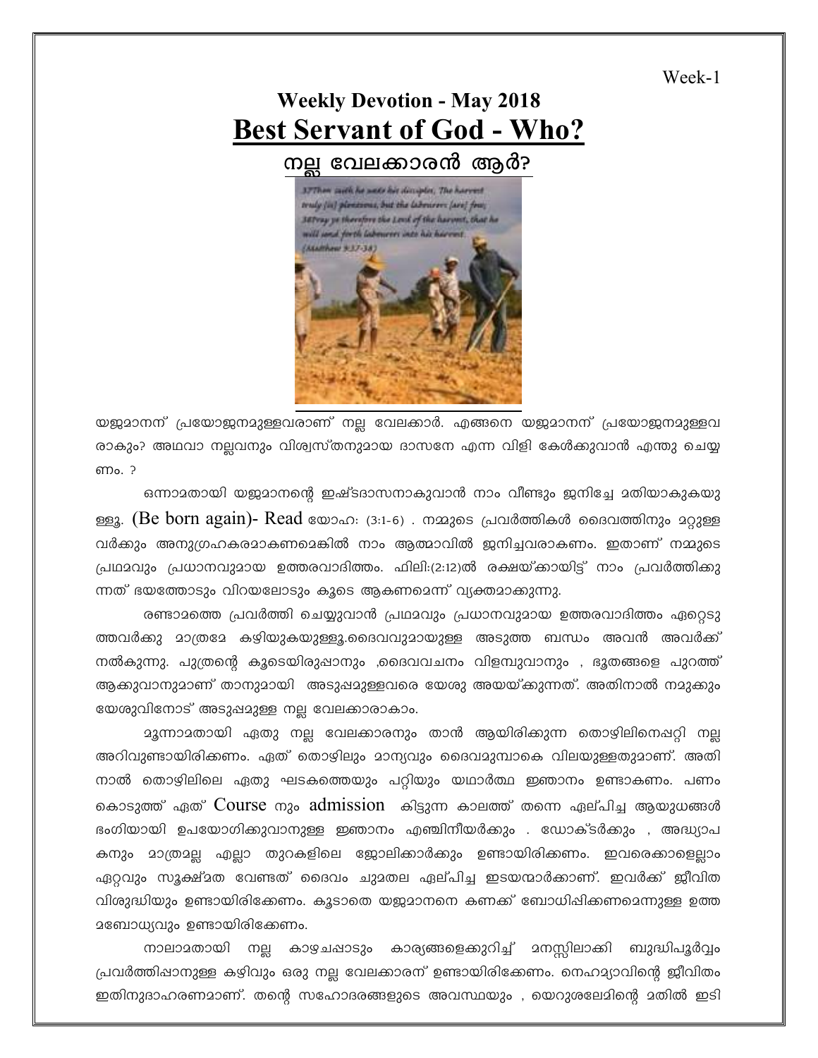Week-1

# Weekly Devotion - May 2018

## Best Servant of God - Who?

### നല്ല വേലക്കാരൻ ആർ?

യജമാനന് പ്രയോജനമുള്ളവരാണ് നല്ല വേലക്കാർ. എങ്ങനെ യജമാനന് പ്രയോജനമുള്ളവരാകും? അഥവാ നല്ലവനും വിശ്വസ്തനുമായ ദാസനേ എന്ന വിളി കേൾക്കുവാൻ എന്തു ചെയ്യണം. ?

ഒന്നാമതായി യജമാനന്റെ ഇഷ്ടദാസനാകുവാൻ നാം വീണ്ടും ജനിച്ചേ മതിയാകുകയുള്ളൂ. (Be born again)- Read യോഹ: (3:1-6) . നമ്മുടെ പ്രവർത്തികൾ ദൈവത്തിനും മറ്റുള്ളവർക്കും അനുഗ്രഹകരമാകണമെങ്കിൽ നാം ആത്മാവിൽ ജനിച്ചവരാകണം. ഇതാണ് നമ്മുടെ പ്രഥമവും പ്രധാനവുമായ ഉത്തരവാദിത്തം. ഫിലി:(2:12)ൽ രക്ഷയ്ക്കായിട്ട് നാം പ്രവർത്തിക്കുന്നത് ഭയത്തോടും വിറയലോടും കൂടെ ആകണമെന്ന് വ്യക്തമാക്കുന്നു.

രണ്ടാമത്തെ പ്രവർത്തി ചെയ്യുവാൻ പ്രഥമവും പ്രധാനവുമായ ഉത്തരവാദിത്തം ഏറ്റെടുത്തവർക്കു മാത്രമേ കഴിയുകയുള്ളൂ.ദൈവവുമായുള്ള അടുത്ത ബന്ധം അവൻ അവർക്ക് നൽകുന്നു. പുത്രന്റെ കൂടെയിരുപ്പാനും ,ദൈവവചനം വിളമ്പുവാനും , ഭൂതങ്ങളെ പുറത്ത് ആക്കുവാനുമാണ് താനുമായി അടുപ്പമുള്ളവരെ യേശു അയയ്ക്കുന്നത്. അതിനാൽ നമുക്കും യേശുവിനോട് അടുപ്പമുള്ള നല്ല വേലക്കാരാകാം.

മൂന്നാമതായി ഏതു നല്ല വേലക്കാരനും താൻ ആയിരിക്കുന്ന തൊഴിലിനെപ്പറ്റി നല്ല അറിവുണ്ടായിരിക്കണം. ഏത് തൊഴിലും മാന്യവും ദൈവമുമ്പാകെ വിലയുള്ളതുമാണ്. അതിനാൽ തൊഴിലിലെ ഏതു ഘടകത്തെയും പറ്റിയും യഥാർത്ഥ ജ്ഞാനം ഉണ്ടാകണം. പണം കൊടുത്ത് ഏത് Course നും admission കിട്ടുന്ന കാലത്ത് തന്നെ ഏല്പിച്ച ആയുധങ്ങൾ ഭംഗിയായി ഉപയോഗിക്കുവാനുള്ള ജ്ഞാനം എഞ്ചിനീയർക്കും . ഡോക്ടർക്കും , അദ്ധ്യാപകനും മാത്രമല്ല എല്ലാ തുറകളിലെ ജോലിക്കാർക്കും ഉണ്ടായിരിക്കണം. ഇവരെക്കാളെല്ലാം ഏറ്റവും സൂക്ഷ്മത വേണ്ടത് ദൈവം ചുമതല ഏല്പിച്ച ഇടയന്മാർക്കാണ്. ഇവർക്ക് ജീവിത വിശുദ്ധിയും ഉണ്ടായിരിക്കേണം. കൂടാതെ യജമാനനെ കണക്ക് ബോധിപ്പിക്കണമെന്നുള്ള ഉത്തമബോധ്യവും ഉണ്ടായിരിക്കേണം.

നാലാമതായി നല്ല കാഴ്ചപ്പാടും കാര്യങ്ങളെക്കുറിച്ച് മനസ്സിലാക്കി ബുദ്ധിപൂർവ്വം പ്രവർത്തിപ്പാനുള്ള കഴിവും ഒരു നല്ല വേലക്കാരന് ഉണ്ടായിരിക്കേണം. നെഹമ്യാവിന്റെ ജീവിതം ഇതിനുദാഹരണമാണ്. തന്റെ സഹോദരങ്ങളുടെ അവസ്ഥയും , യെറുശലേമിന്റെ മതിൽ ഇടി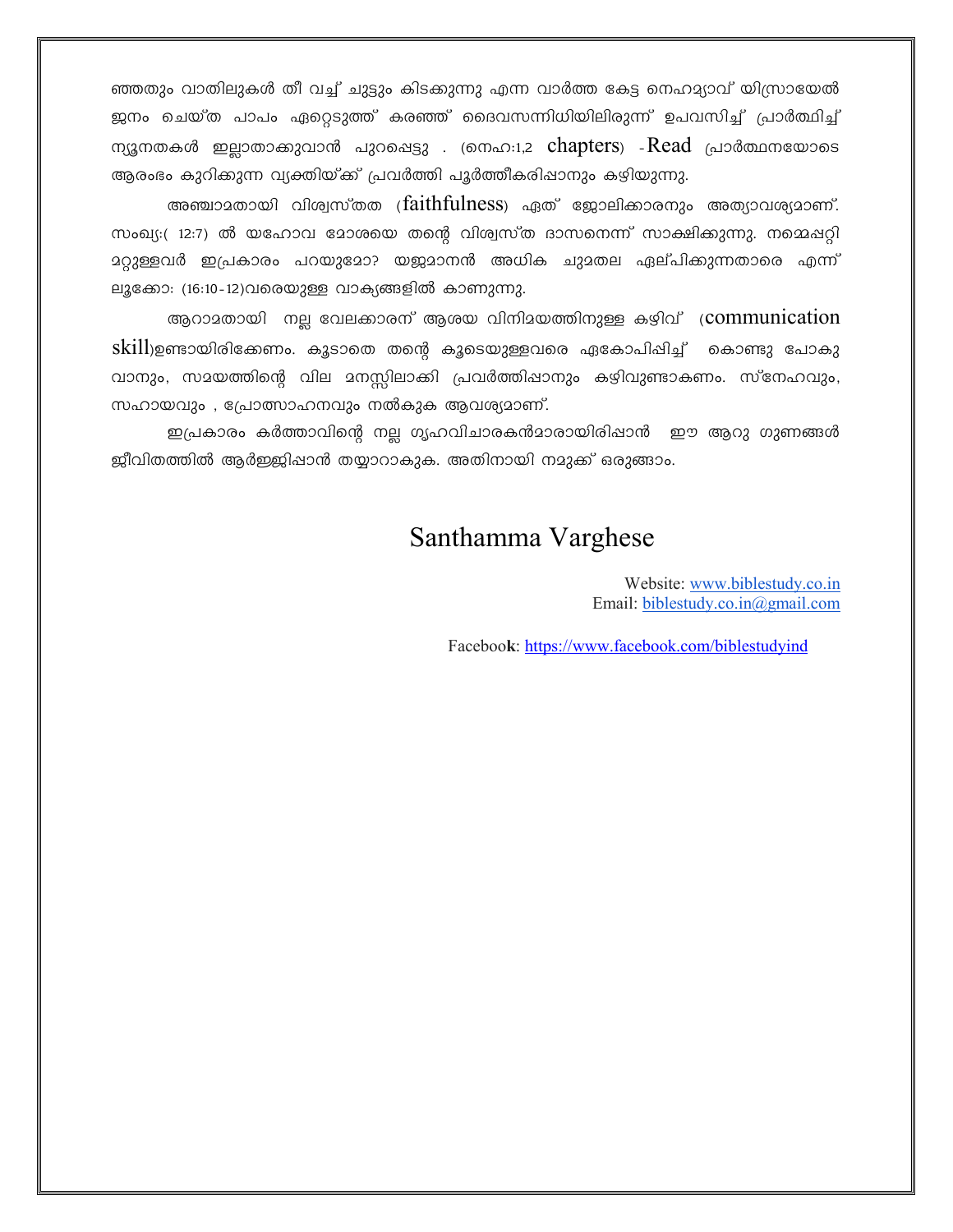ഞതും വാതിലുകൾ തീ വച്ച് ചുട്ടും കിടക്കുന്നു എന്ന വാർത്ത കേട്ട നെഹമ്യാവ് യിസ്രായേൽ ജനം ചെയ്ത പാപം ഏറ്റെടുത്ത് കരഞ്ഞ് ദൈവസന്നിധിയിലിരുന്ന് ഉപവസിച്ച് പ്രാർത്ഥിച്ച് ന്യൂനതകൾ ഇല്ലാതാക്കുവാൻ പുറപ്പെട്ടു . (നെഹ:1,2 chapters) -Read പ്രാർത്ഥനയോടെ ആരംഭം കുറിക്കുന്ന വ്യക്തിയ്ക്ക് പ്രവർത്തി പൂർത്തീകരിപ്പാനും കഴിയുന്നു.

അഞ്ചാമതായി വിശ്വസ്തത (faithfulness) ഏത് ജോലിക്കാരനും അത്യാവശ്യമാണ്. സംഖ്യ:( 12:7) ൽ യഹോവ മോശയെ തന്റെ വിശ്വസ്ത ദാസനെന്ന് സാക്ഷിക്കുന്നു. നമ്മെപ്പറ്റി മറ്റുള്ളവർ ഇപ്രകാരം പറയുമോ? യജമാനൻ അധിക ചുമതല ഏല്പിക്കുന്നതാരെ എന്ന് ലൂക്കോ: (16:10-12)വരെയുള്ള വാക്യങ്ങളിൽ കാണുന്നു.

ആറാമതായി നല്ല വേലക്കാരന് ആശയ വിനിമയത്തിനുള്ള കഴിവ് (communication skill)ഉണ്ടായിരിക്കേണം. കൂടാതെ തന്റെ കൂടെയുള്ളവരെ ഏകോപിപ്പിച്ച് കൊണ്ടു പോകുവാനും, സമയത്തിന്റെ വില മനസ്സിലാക്കി പ്രവർത്തിപ്പാനും കഴിവുണ്ടാകണം. സ്നേഹവും, സഹായവും , പ്രോത്സാഹനവും നൽകുക ആവശ്യമാണ്.

ഇപ്രകാരം കർത്താവിന്റെ നല്ല ഗൃഹവിചാരകൻമാരായിരിപ്പാൻ ഈ ആറു ഗുണങ്ങൾ ജീവിതത്തിൽ ആർജ്ജിപ്പാൻ തയ്യാറാകുക. അതിനായി നമുക്ക് ഒരുങ്ങാം.

## Santhamma Varghese

Website: www.biblestudy.co.in
Email: biblestudy.co.in@gmail.com

Facebook: https://www.facebook.com/biblestudyind